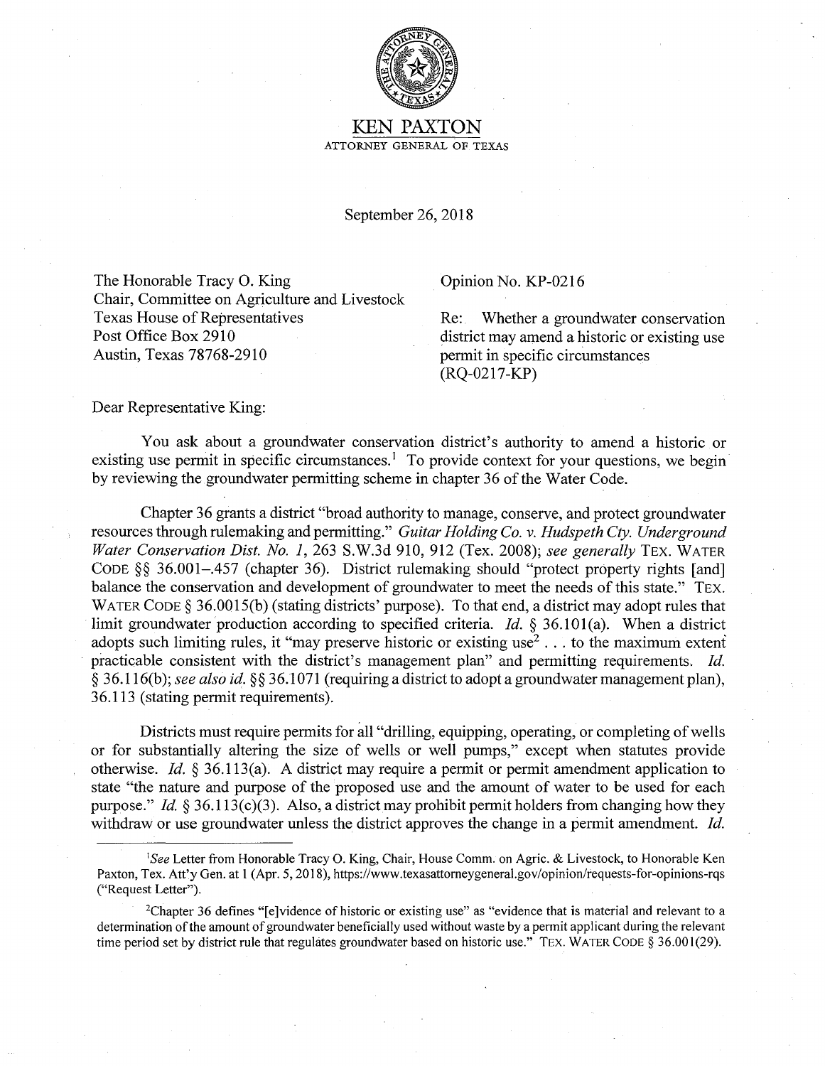KEN PAXTON

ATTORNEY GENERAL OF TEXAS

September 26, 2018

The Honorable Tracy O. King
Chair, Committee on Agriculture and Livestock
Texas House of Representatives
Post Office Box 2910
Austin, Texas 78768-2910

Opinion No. KP-0216

Re: Whether a groundwater conservation district may amend a historic or existing use permit in specific circumstances (RQ-0217-KP)

Dear Representative King:

You ask about a groundwater conservation district's authority to amend a historic or existing use permit in specific circumstances.[1] To provide context for your questions, we begin by reviewing the groundwater permitting scheme in chapter 36 of the Water Code.

Chapter 36 grants a district "broad authority to manage, conserve, and protect groundwater resources through rulemaking and permitting." *Guitar Holding Co. v. Hudspeth Cty. Underground Water Conservation Dist. No. 1*, 263 S.W.3d 910, 912 (Tex. 2008); *see generally* TEX. WATER CODE §§ 36.001–.457 (chapter 36). District rulemaking should "protect property rights [and] balance the conservation and development of groundwater to meet the needs of this state." TEX. WATER CODE § 36.0015(b) (stating districts' purpose). To that end, a district may adopt rules that limit groundwater production according to specified criteria. *Id.* § 36.101(a). When a district adopts such limiting rules, it "may preserve historic or existing use[2] . . . to the maximum extent practicable consistent with the district's management plan" and permitting requirements. *Id.* § 36.116(b); *see also id.* §§ 36.1071 (requiring a district to adopt a groundwater management plan), 36.113 (stating permit requirements).

Districts must require permits for all "drilling, equipping, operating, or completing of wells or for substantially altering the size of wells or well pumps," except when statutes provide otherwise. *Id.* § 36.113(a). A district may require a permit or permit amendment application to state "the nature and purpose of the proposed use and the amount of water to be used for each purpose." *Id.* § 36.113(c)(3). Also, a district may prohibit permit holders from changing how they withdraw or use groundwater unless the district approves the change in a permit amendment. *Id.*

---

[1] *See* Letter from Honorable Tracy O. King, Chair, House Comm. on Agric. & Livestock, to Honorable Ken Paxton, Tex. Att'y Gen. at 1 (Apr. 5, 2018), https://www.texasattorneygeneral.gov/opinion/requests-for-opinions-rqs ("Request Letter").

[2] Chapter 36 defines "[e]vidence of historic or existing use" as "evidence that is material and relevant to a determination of the amount of groundwater beneficially used without waste by a permit applicant during the relevant time period set by district rule that regulates groundwater based on historic use." TEX. WATER CODE § 36.001(29).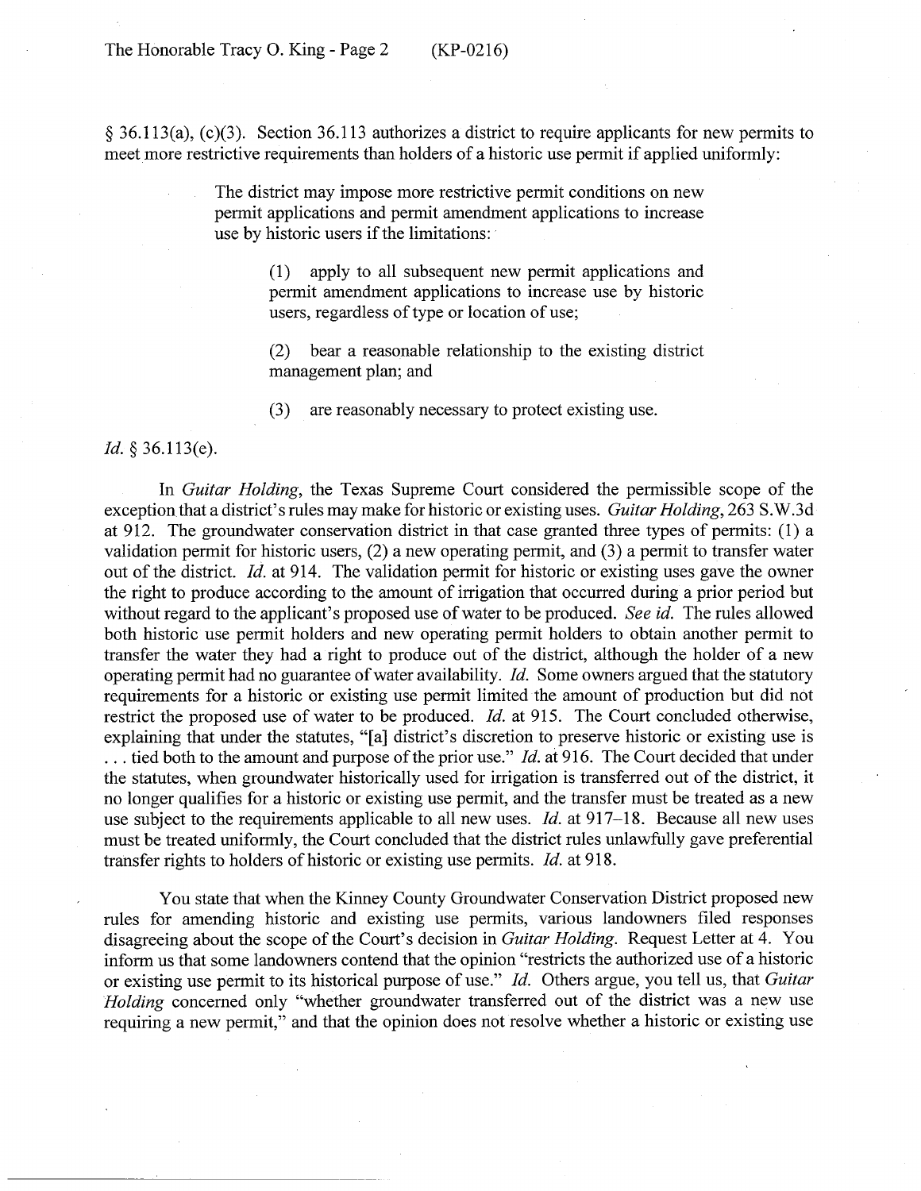§ 36.113(a), (c)(3). Section 36.113 authorizes a district to require applicants for new permits to meet more restrictive requirements than holders of a historic use permit if applied uniformly:

> The district may impose more restrictive permit conditions on new permit applications and permit amendment applications to increase use by historic users if the limitations:
>
> (1) apply to all subsequent new permit applications and permit amendment applications to increase use by historic users, regardless of type or location of use;
>
> (2) bear a reasonable relationship to the existing district management plan; and
>
> (3) are reasonably necessary to protect existing use.

*Id.* § 36.113(e).

In *Guitar Holding*, the Texas Supreme Court considered the permissible scope of the exception that a district's rules may make for historic or existing uses. *Guitar Holding*, 263 S.W.3d at 912. The groundwater conservation district in that case granted three types of permits: (1) a validation permit for historic users, (2) a new operating permit, and (3) a permit to transfer water out of the district. *Id.* at 914. The validation permit for historic or existing uses gave the owner the right to produce according to the amount of irrigation that occurred during a prior period but without regard to the applicant's proposed use of water to be produced. *See id.* The rules allowed both historic use permit holders and new operating permit holders to obtain another permit to transfer the water they had a right to produce out of the district, although the holder of a new operating permit had no guarantee of water availability. *Id.* Some owners argued that the statutory requirements for a historic or existing use permit limited the amount of production but did not restrict the proposed use of water to be produced. *Id.* at 915. The Court concluded otherwise, explaining that under the statutes, "[a] district's discretion to preserve historic or existing use is . . . tied both to the amount and purpose of the prior use." *Id.* at 916. The Court decided that under the statutes, when groundwater historically used for irrigation is transferred out of the district, it no longer qualifies for a historic or existing use permit, and the transfer must be treated as a new use subject to the requirements applicable to all new uses. *Id.* at 917–18. Because all new uses must be treated uniformly, the Court concluded that the district rules unlawfully gave preferential transfer rights to holders of historic or existing use permits. *Id.* at 918.

You state that when the Kinney County Groundwater Conservation District proposed new rules for amending historic and existing use permits, various landowners filed responses disagreeing about the scope of the Court's decision in *Guitar Holding*. Request Letter at 4. You inform us that some landowners contend that the opinion "restricts the authorized use of a historic or existing use permit to its historical purpose of use." *Id.* Others argue, you tell us, that *Guitar Holding* concerned only "whether groundwater transferred out of the district was a new use requiring a new permit," and that the opinion does not resolve whether a historic or existing use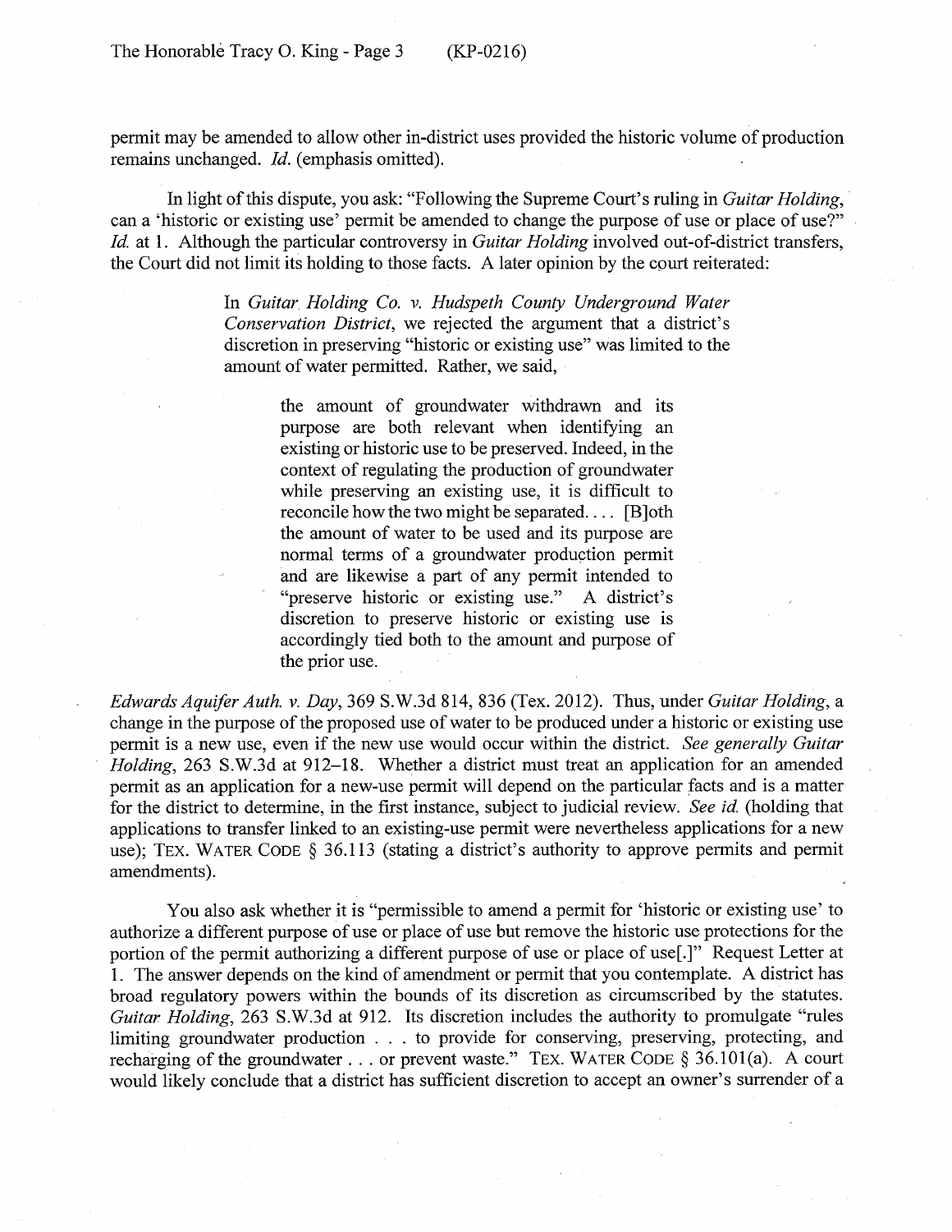permit may be amended to allow other in-district uses provided the historic volume of production remains unchanged. *Id.* (emphasis omitted).

In light of this dispute, you ask: "Following the Supreme Court's ruling in *Guitar Holding*, can a 'historic or existing use' permit be amended to change the purpose of use or place of use?" *Id.* at 1. Although the particular controversy in *Guitar Holding* involved out-of-district transfers, the Court did not limit its holding to those facts. A later opinion by the court reiterated:

> In *Guitar Holding Co. v. Hudspeth County Underground Water Conservation District*, we rejected the argument that a district's discretion in preserving "historic or existing use" was limited to the amount of water permitted. Rather, we said,
>
> > the amount of groundwater withdrawn and its purpose are both relevant when identifying an existing or historic use to be preserved. Indeed, in the context of regulating the production of groundwater while preserving an existing use, it is difficult to reconcile how the two might be separated. . . . [B]oth the amount of water to be used and its purpose are normal terms of a groundwater production permit and are likewise a part of any permit intended to "preserve historic or existing use." A district's discretion to preserve historic or existing use is accordingly tied both to the amount and purpose of the prior use.

*Edwards Aquifer Auth. v. Day*, 369 S.W.3d 814, 836 (Tex. 2012). Thus, under *Guitar Holding*, a change in the purpose of the proposed use of water to be produced under a historic or existing use permit is a new use, even if the new use would occur within the district. *See generally Guitar Holding*, 263 S.W.3d at 912–18. Whether a district must treat an application for an amended permit as an application for a new-use permit will depend on the particular facts and is a matter for the district to determine, in the first instance, subject to judicial review. *See id.* (holding that applications to transfer linked to an existing-use permit were nevertheless applications for a new use); TEX. WATER CODE § 36.113 (stating a district's authority to approve permits and permit amendments).

You also ask whether it is "permissible to amend a permit for 'historic or existing use' to authorize a different purpose of use or place of use but remove the historic use protections for the portion of the permit authorizing a different purpose of use or place of use[.]" Request Letter at 1. The answer depends on the kind of amendment or permit that you contemplate. A district has broad regulatory powers within the bounds of its discretion as circumscribed by the statutes. *Guitar Holding*, 263 S.W.3d at 912. Its discretion includes the authority to promulgate "rules limiting groundwater production . . . to provide for conserving, preserving, protecting, and recharging of the groundwater . . . or prevent waste." TEX. WATER CODE § 36.101(a). A court would likely conclude that a district has sufficient discretion to accept an owner's surrender of a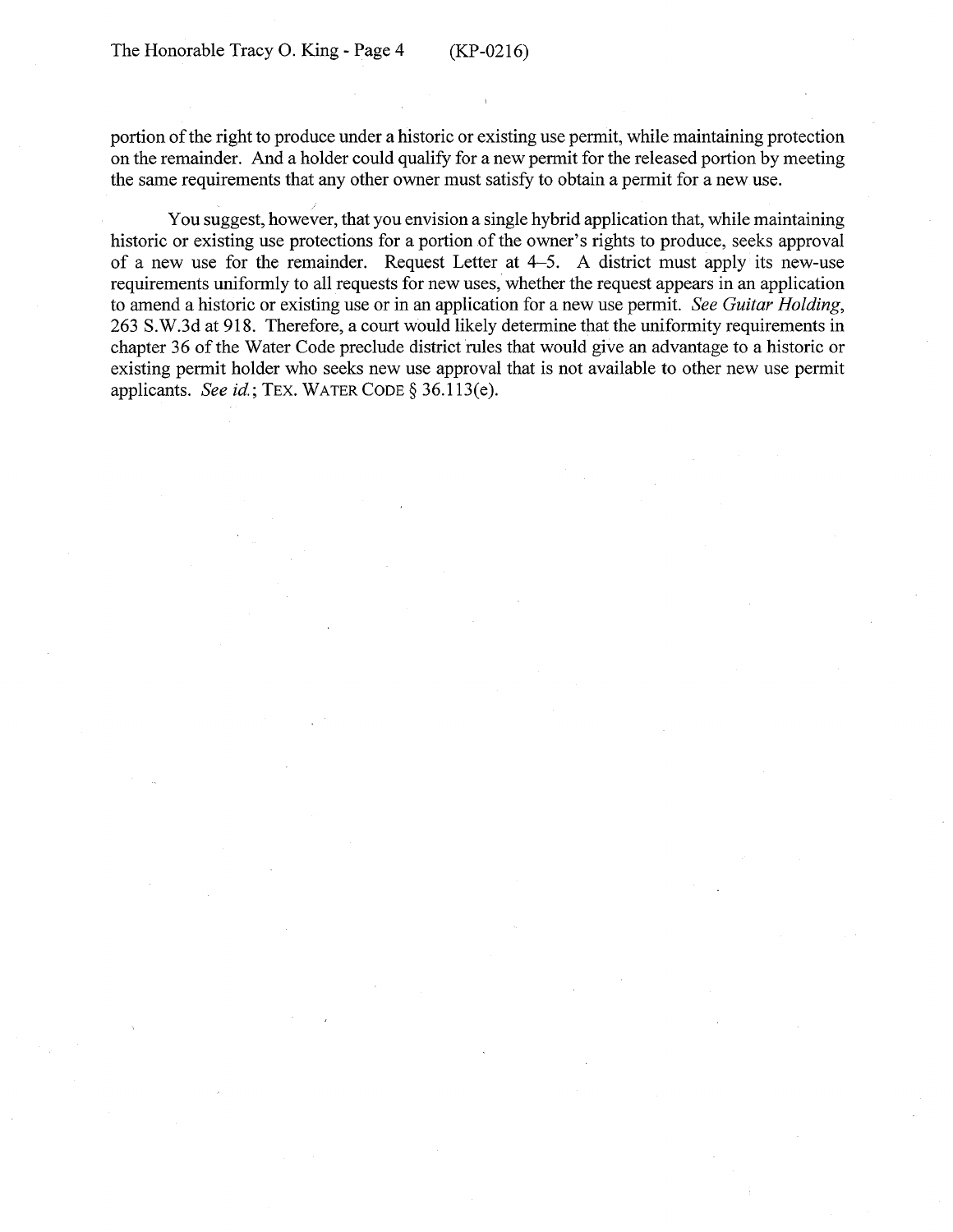portion of the right to produce under a historic or existing use permit, while maintaining protection on the remainder. And a holder could qualify for a new permit for the released portion by meeting the same requirements that any other owner must satisfy to obtain a permit for a new use.

You suggest, however, that you envision a single hybrid application that, while maintaining historic or existing use protections for a portion of the owner's rights to produce, seeks approval of a new use for the remainder. Request Letter at 4–5. A district must apply its new-use requirements uniformly to all requests for new uses, whether the request appears in an application to amend a historic or existing use or in an application for a new use permit. *See Guitar Holding*, 263 S.W.3d at 918. Therefore, a court would likely determine that the uniformity requirements in chapter 36 of the Water Code preclude district rules that would give an advantage to a historic or existing permit holder who seeks new use approval that is not available to other new use permit applicants. *See id.*; TEX. WATER CODE § 36.113(e).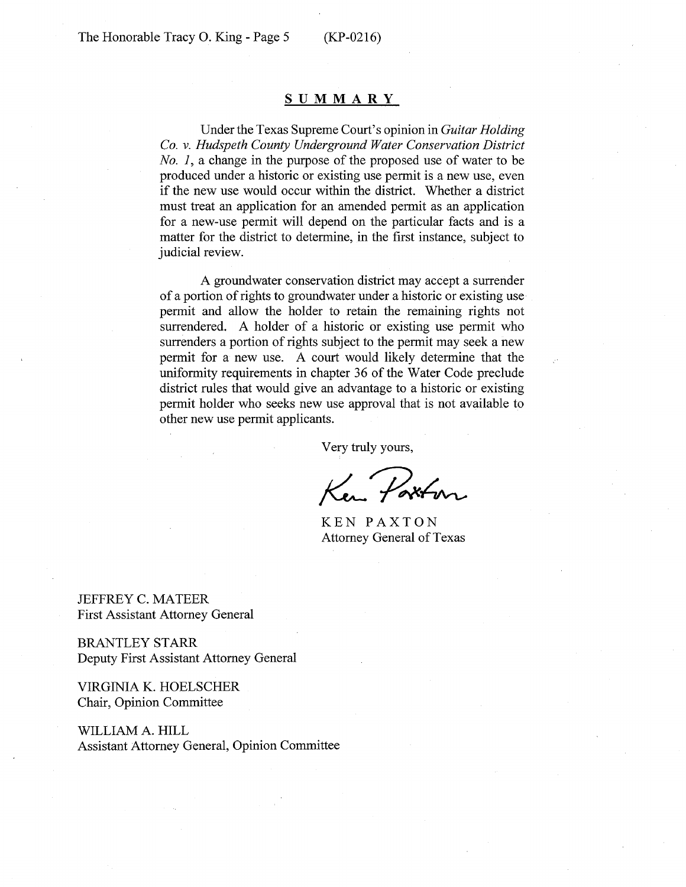## SUMMARY

Under the Texas Supreme Court's opinion in *Guitar Holding Co. v. Hudspeth County Underground Water Conservation District No. 1*, a change in the purpose of the proposed use of water to be produced under a historic or existing use permit is a new use, even if the new use would occur within the district. Whether a district must treat an application for an amended permit as an application for a new-use permit will depend on the particular facts and is a matter for the district to determine, in the first instance, subject to judicial review.

A groundwater conservation district may accept a surrender of a portion of rights to groundwater under a historic or existing use permit and allow the holder to retain the remaining rights not surrendered. A holder of a historic or existing use permit who surrenders a portion of rights subject to the permit may seek a new permit for a new use. A court would likely determine that the uniformity requirements in chapter 36 of the Water Code preclude district rules that would give an advantage to a historic or existing permit holder who seeks new use approval that is not available to other new use permit applicants.

Very truly yours,

Ken Paxton

KEN PAXTON
Attorney General of Texas

JEFFREY C. MATEER
First Assistant Attorney General

BRANTLEY STARR
Deputy First Assistant Attorney General

VIRGINIA K. HOELSCHER
Chair, Opinion Committee

WILLIAM A. HILL
Assistant Attorney General, Opinion Committee